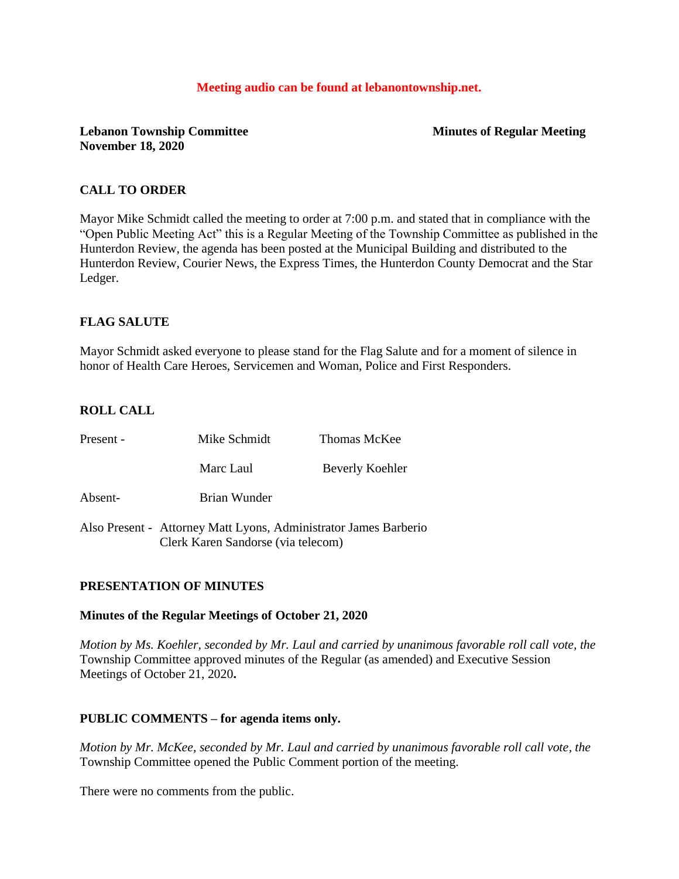**Meeting audio can be found at lebanontownship.net.**

**Lebanon Township Committee** **Minutes of Regular Meeting**
**November 18, 2020**

## CALL TO ORDER

Mayor Mike Schmidt called the meeting to order at 7:00 p.m. and stated that in compliance with the "Open Public Meeting Act" this is a Regular Meeting of the Township Committee as published in the Hunterdon Review, the agenda has been posted at the Municipal Building and distributed to the Hunterdon Review, Courier News, the Express Times, the Hunterdon County Democrat and the Star Ledger.

## FLAG SALUTE

Mayor Schmidt asked everyone to please stand for the Flag Salute and for a moment of silence in honor of Health Care Heroes, Servicemen and Woman, Police and First Responders.

## ROLL CALL

| | | |
|---|---|---|
| Present - | Mike Schmidt | Thomas McKee |
| | Marc Laul | Beverly Koehler |
| Absent- | Brian Wunder | |

Also Present - Attorney Matt Lyons, Administrator James Barberio
Clerk Karen Sandorse (via telecom)

## PRESENTATION OF MINUTES

**Minutes of the Regular Meetings of October 21, 2020**

*Motion by Ms. Koehler, seconded by Mr. Laul and carried by unanimous favorable roll call vote, the* Township Committee approved minutes of the Regular (as amended) and Executive Session Meetings of October 21, 2020**.**

## PUBLIC COMMENTS – for agenda items only.

*Motion by Mr. McKee, seconded by Mr. Laul and carried by unanimous favorable roll call vote, the* Township Committee opened the Public Comment portion of the meeting.

There were no comments from the public.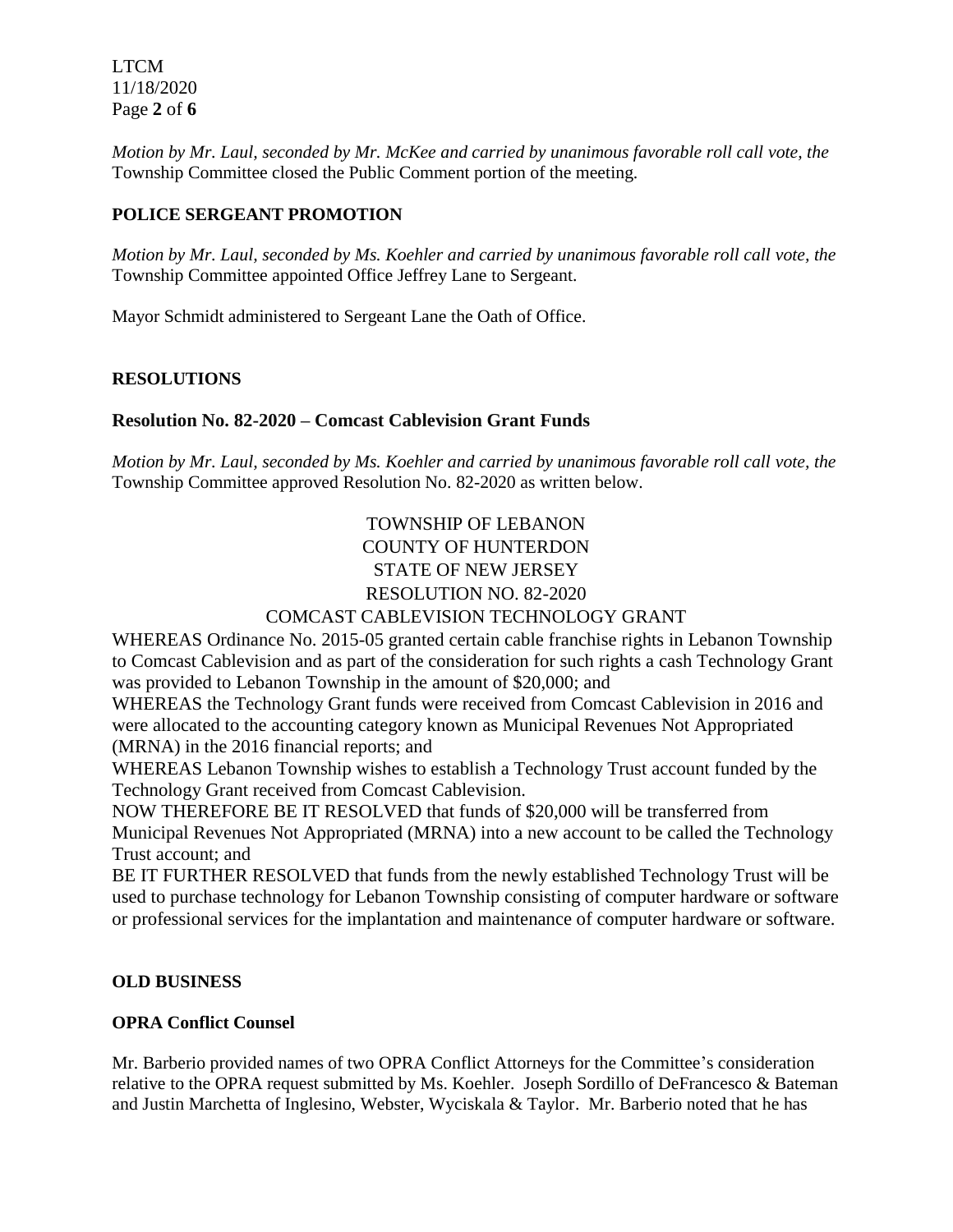*Motion by Mr. Laul, seconded by Mr. McKee and carried by unanimous favorable roll call vote, the* Township Committee closed the Public Comment portion of the meeting.

## POLICE SERGEANT PROMOTION

*Motion by Mr. Laul, seconded by Ms. Koehler and carried by unanimous favorable roll call vote, the* Township Committee appointed Office Jeffrey Lane to Sergeant.

Mayor Schmidt administered to Sergeant Lane the Oath of Office.

## RESOLUTIONS

### Resolution No. 82-2020 – Comcast Cablevision Grant Funds

*Motion by Mr. Laul, seconded by Ms. Koehler and carried by unanimous favorable roll call vote, the* Township Committee approved Resolution No. 82-2020 as written below.

TOWNSHIP OF LEBANON
COUNTY OF HUNTERDON
STATE OF NEW JERSEY
RESOLUTION NO. 82-2020
COMCAST CABLEVISION TECHNOLOGY GRANT

WHEREAS Ordinance No. 2015-05 granted certain cable franchise rights in Lebanon Township to Comcast Cablevision and as part of the consideration for such rights a cash Technology Grant was provided to Lebanon Township in the amount of $20,000; and

WHEREAS the Technology Grant funds were received from Comcast Cablevision in 2016 and were allocated to the accounting category known as Municipal Revenues Not Appropriated (MRNA) in the 2016 financial reports; and

WHEREAS Lebanon Township wishes to establish a Technology Trust account funded by the Technology Grant received from Comcast Cablevision.

NOW THEREFORE BE IT RESOLVED that funds of $20,000 will be transferred from Municipal Revenues Not Appropriated (MRNA) into a new account to be called the Technology Trust account; and

BE IT FURTHER RESOLVED that funds from the newly established Technology Trust will be used to purchase technology for Lebanon Township consisting of computer hardware or software or professional services for the implantation and maintenance of computer hardware or software.

## OLD BUSINESS

### OPRA Conflict Counsel

Mr. Barberio provided names of two OPRA Conflict Attorneys for the Committee's consideration relative to the OPRA request submitted by Ms. Koehler. Joseph Sordillo of DeFrancesco & Bateman and Justin Marchetta of Inglesino, Webster, Wyciskala & Taylor. Mr. Barberio noted that he has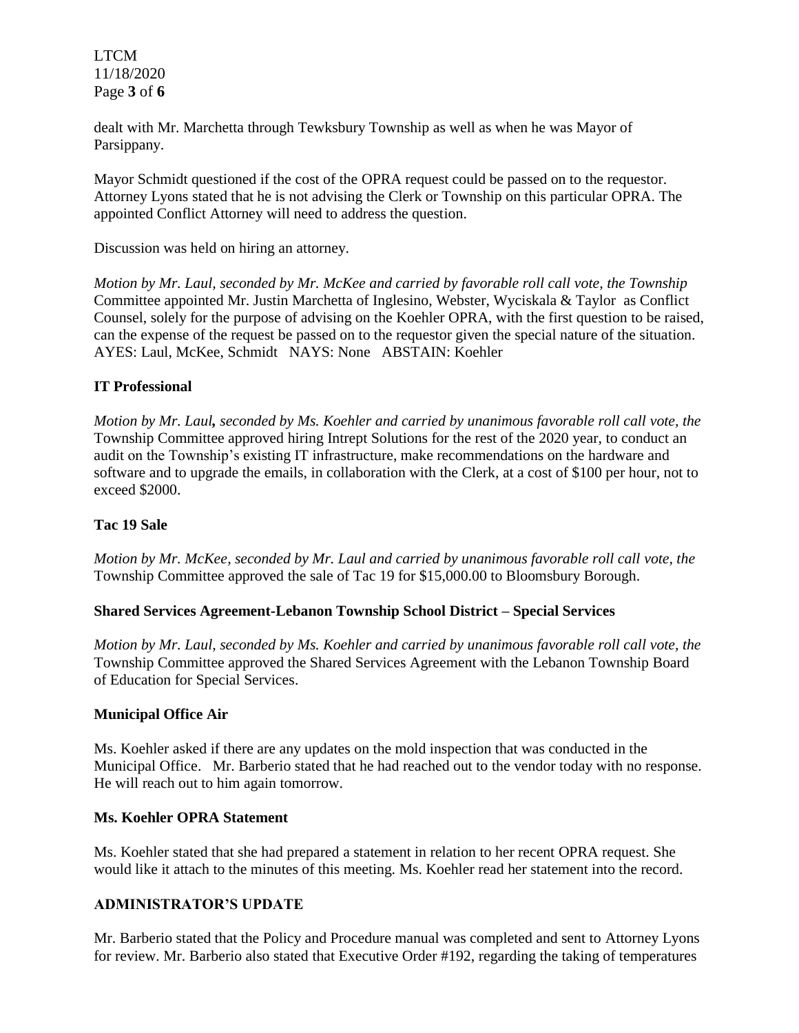dealt with Mr. Marchetta through Tewksbury Township as well as when he was Mayor of Parsippany.

Mayor Schmidt questioned if the cost of the OPRA request could be passed on to the requestor. Attorney Lyons stated that he is not advising the Clerk or Township on this particular OPRA. The appointed Conflict Attorney will need to address the question.

Discussion was held on hiring an attorney.

*Motion by Mr. Laul, seconded by Mr. McKee and carried by favorable roll call vote, the Township* Committee appointed Mr. Justin Marchetta of Inglesino, Webster, Wyciskala & Taylor as Conflict Counsel, solely for the purpose of advising on the Koehler OPRA, with the first question to be raised, can the expense of the request be passed on to the requestor given the special nature of the situation. AYES: Laul, McKee, Schmidt NAYS: None ABSTAIN: Koehler

**IT Professional**

*Motion by Mr. Laul, seconded by Ms. Koehler and carried by unanimous favorable roll call vote, the* Township Committee approved hiring Intrept Solutions for the rest of the 2020 year, to conduct an audit on the Township's existing IT infrastructure, make recommendations on the hardware and software and to upgrade the emails, in collaboration with the Clerk, at a cost of $100 per hour, not to exceed $2000.

**Tac 19 Sale**

*Motion by Mr. McKee, seconded by Mr. Laul and carried by unanimous favorable roll call vote, the* Township Committee approved the sale of Tac 19 for $15,000.00 to Bloomsbury Borough.

**Shared Services Agreement-Lebanon Township School District – Special Services**

*Motion by Mr. Laul, seconded by Ms. Koehler and carried by unanimous favorable roll call vote, the* Township Committee approved the Shared Services Agreement with the Lebanon Township Board of Education for Special Services.

**Municipal Office Air**

Ms. Koehler asked if there are any updates on the mold inspection that was conducted in the Municipal Office. Mr. Barberio stated that he had reached out to the vendor today with no response. He will reach out to him again tomorrow.

**Ms. Koehler OPRA Statement**

Ms. Koehler stated that she had prepared a statement in relation to her recent OPRA request. She would like it attach to the minutes of this meeting. Ms. Koehler read her statement into the record.

## ADMINISTRATOR'S UPDATE

Mr. Barberio stated that the Policy and Procedure manual was completed and sent to Attorney Lyons for review. Mr. Barberio also stated that Executive Order #192, regarding the taking of temperatures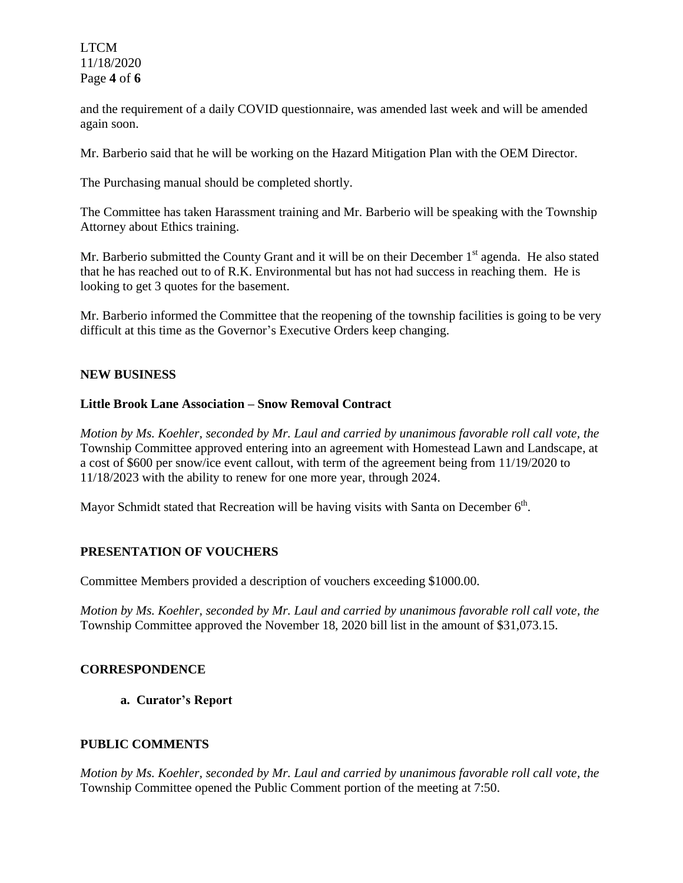and the requirement of a daily COVID questionnaire, was amended last week and will be amended again soon.

Mr. Barberio said that he will be working on the Hazard Mitigation Plan with the OEM Director.

The Purchasing manual should be completed shortly.

The Committee has taken Harassment training and Mr. Barberio will be speaking with the Township Attorney about Ethics training.

Mr. Barberio submitted the County Grant and it will be on their December 1st agenda. He also stated that he has reached out to of R.K. Environmental but has not had success in reaching them. He is looking to get 3 quotes for the basement.

Mr. Barberio informed the Committee that the reopening of the township facilities is going to be very difficult at this time as the Governor's Executive Orders keep changing.

## NEW BUSINESS

### Little Brook Lane Association – Snow Removal Contract

*Motion by Ms. Koehler, seconded by Mr. Laul and carried by unanimous favorable roll call vote, the* Township Committee approved entering into an agreement with Homestead Lawn and Landscape, at a cost of $600 per snow/ice event callout, with term of the agreement being from 11/19/2020 to 11/18/2023 with the ability to renew for one more year, through 2024.

Mayor Schmidt stated that Recreation will be having visits with Santa on December 6th.

## PRESENTATION OF VOUCHERS

Committee Members provided a description of vouchers exceeding $1000.00.

*Motion by Ms. Koehler, seconded by Mr. Laul and carried by unanimous favorable roll call vote, the* Township Committee approved the November 18, 2020 bill list in the amount of $31,073.15.

## CORRESPONDENCE

**a. Curator's Report**

## PUBLIC COMMENTS

*Motion by Ms. Koehler, seconded by Mr. Laul and carried by unanimous favorable roll call vote, the* Township Committee opened the Public Comment portion of the meeting at 7:50.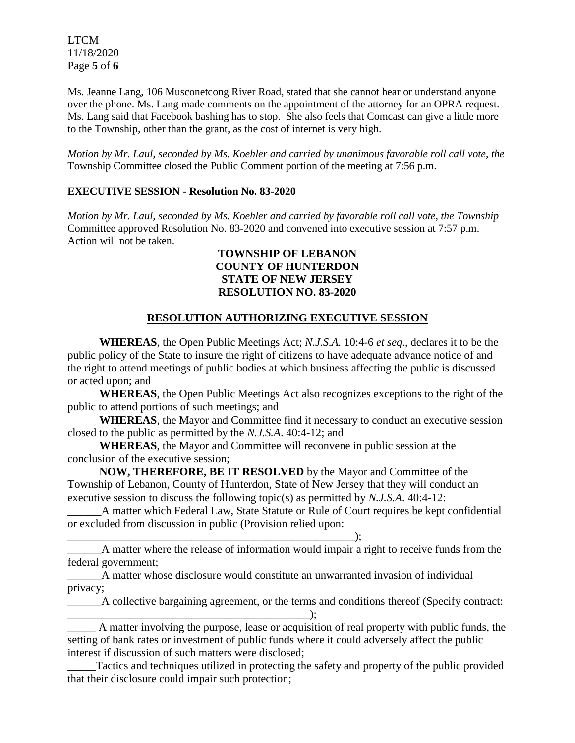Ms. Jeanne Lang, 106 Musconetcong River Road, stated that she cannot hear or understand anyone over the phone. Ms. Lang made comments on the appointment of the attorney for an OPRA request. Ms. Lang said that Facebook bashing has to stop. She also feels that Comcast can give a little more to the Township, other than the grant, as the cost of internet is very high.

*Motion by Mr. Laul, seconded by Ms. Koehler and carried by unanimous favorable roll call vote, the* Township Committee closed the Public Comment portion of the meeting at 7:56 p.m.

**EXECUTIVE SESSION - Resolution No. 83-2020**

*Motion by Mr. Laul, seconded by Ms. Koehler and carried by favorable roll call vote, the Township* Committee approved Resolution No. 83-2020 and convened into executive session at 7:57 p.m. Action will not be taken.

**TOWNSHIP OF LEBANON**
**COUNTY OF HUNTERDON**
**STATE OF NEW JERSEY**
**RESOLUTION NO. 83-2020**

**RESOLUTION AUTHORIZING EXECUTIVE SESSION**

**WHEREAS**, the Open Public Meetings Act; *N.J.S.A.* 10:4-6 *et seq*., declares it to be the public policy of the State to insure the right of citizens to have adequate advance notice of and the right to attend meetings of public bodies at which business affecting the public is discussed or acted upon; and

**WHEREAS**, the Open Public Meetings Act also recognizes exceptions to the right of the public to attend portions of such meetings; and

**WHEREAS**, the Mayor and Committee find it necessary to conduct an executive session closed to the public as permitted by the *N.J.S.A*. 40:4-12; and

**WHEREAS**, the Mayor and Committee will reconvene in public session at the conclusion of the executive session;

**NOW, THEREFORE, BE IT RESOLVED** by the Mayor and Committee of the Township of Lebanon, County of Hunterdon, State of New Jersey that they will conduct an executive session to discuss the following topic(s) as permitted by *N.J.S.A.* 40:4-12:

______A matter which Federal Law, State Statute or Rule of Court requires be kept confidential or excluded from discussion in public (Provision relied upon: _____________________________________________________);

______A matter where the release of information would impair a right to receive funds from the federal government;

______A matter whose disclosure would constitute an unwarranted invasion of individual privacy;

______A collective bargaining agreement, or the terms and conditions thereof (Specify contract: ____________________________________________);

_____ A matter involving the purpose, lease or acquisition of real property with public funds, the setting of bank rates or investment of public funds where it could adversely affect the public interest if discussion of such matters were disclosed;

_____Tactics and techniques utilized in protecting the safety and property of the public provided that their disclosure could impair such protection;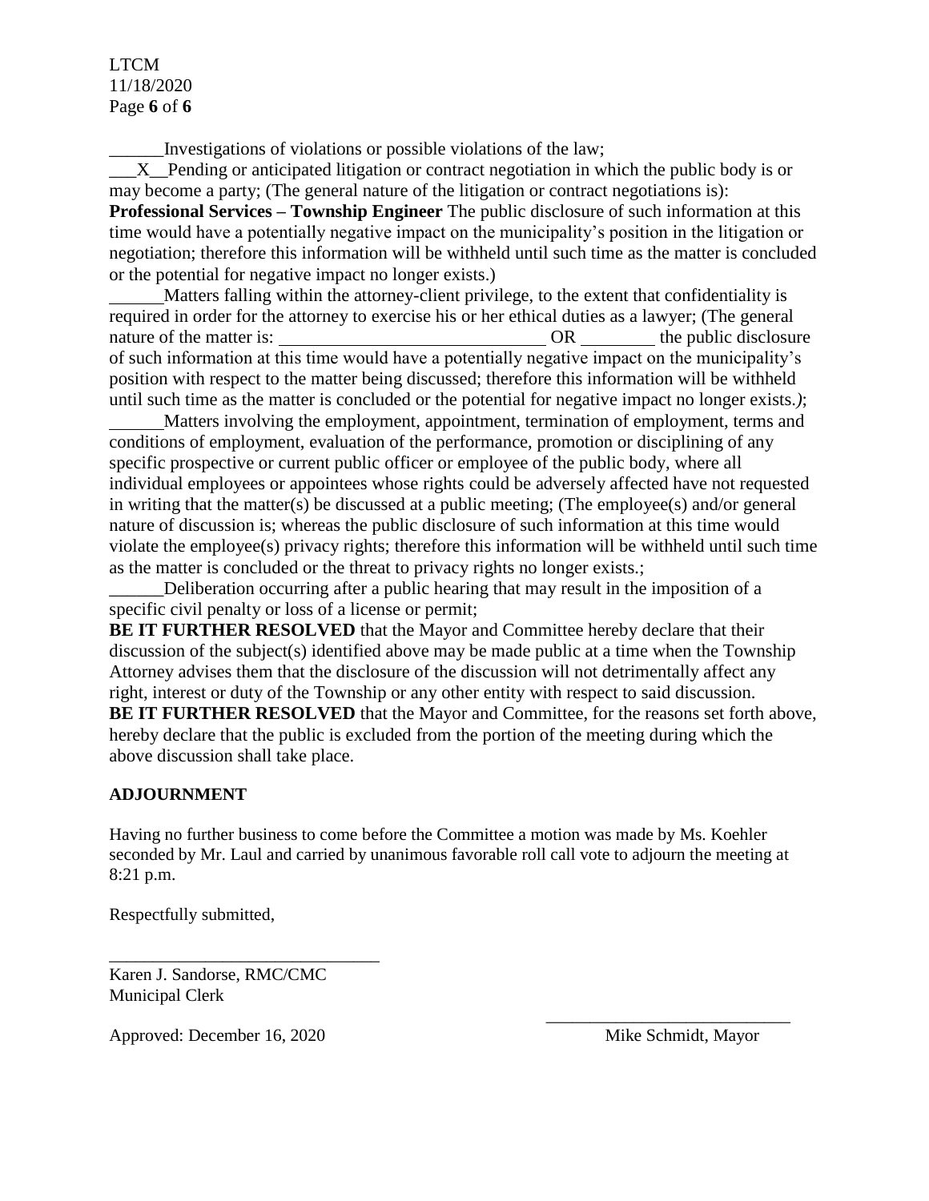______Investigations of violations or possible violations of the law;

___X__Pending or anticipated litigation or contract negotiation in which the public body is or may become a party; (The general nature of the litigation or contract negotiations is): **Professional Services – Township Engineer** The public disclosure of such information at this time would have a potentially negative impact on the municipality's position in the litigation or negotiation; therefore this information will be withheld until such time as the matter is concluded or the potential for negative impact no longer exists.)

______Matters falling within the attorney-client privilege, to the extent that confidentiality is required in order for the attorney to exercise his or her ethical duties as a lawyer; (The general nature of the matter is: ______________________________ OR ________ the public disclosure of such information at this time would have a potentially negative impact on the municipality's position with respect to the matter being discussed; therefore this information will be withheld until such time as the matter is concluded or the potential for negative impact no longer exists.*)*;

______Matters involving the employment, appointment, termination of employment, terms and conditions of employment, evaluation of the performance, promotion or disciplining of any specific prospective or current public officer or employee of the public body, where all individual employees or appointees whose rights could be adversely affected have not requested in writing that the matter(s) be discussed at a public meeting; (The employee(s) and/or general nature of discussion is; whereas the public disclosure of such information at this time would violate the employee(s) privacy rights; therefore this information will be withheld until such time as the matter is concluded or the threat to privacy rights no longer exists.;

______Deliberation occurring after a public hearing that may result in the imposition of a specific civil penalty or loss of a license or permit;

**BE IT FURTHER RESOLVED** that the Mayor and Committee hereby declare that their discussion of the subject(s) identified above may be made public at a time when the Township Attorney advises them that the disclosure of the discussion will not detrimentally affect any right, interest or duty of the Township or any other entity with respect to said discussion.

**BE IT FURTHER RESOLVED** that the Mayor and Committee, for the reasons set forth above, hereby declare that the public is excluded from the portion of the meeting during which the above discussion shall take place.

**ADJOURNMENT**

Having no further business to come before the Committee a motion was made by Ms. Koehler seconded by Mr. Laul and carried by unanimous favorable roll call vote to adjourn the meeting at 8:21 p.m.

Respectfully submitted,

______________________________

Karen J. Sandorse, RMC/CMC
Municipal Clerk

Approved: December 16, 2020

______________________________

Mike Schmidt, Mayor